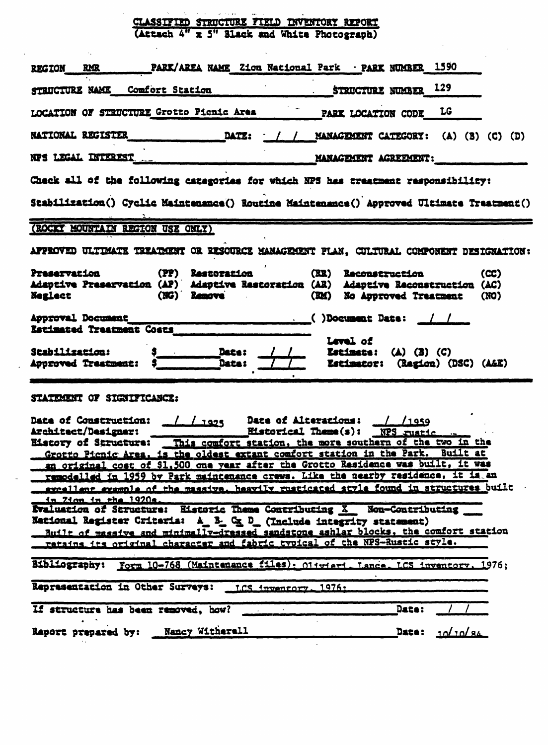# CLASSIFIED STRUCTURE FIELD INVENTORY REPORT
(Attach 4" x 5" Black and White Photograph)

REGION RMR PARK/AREA NAME Zion National Park · PARK NUMBER 1590

STRUCTURE NAME Comfort Station STRUCTURE NUMBER 129

LOCATION OF STRUCTURE Grotto Picnic Area PARK LOCATION CODE LG

NATIONAL REGISTER ______ DATE: / / MANAGEMENT CATEGORY: (A) (B) (C) (D)

NPS LEGAL INTEREST ______ MANAGEMENT AGREEMENT: ______

Check all of the following categories for which NPS has treatment responsibility:

Stabilization() Cyclic Maintenance() Routine Maintenance() Approved Ultimate Treatment()

---

(ROCKY MOUNTAIN REGION USE ONLY)

APPROVED ULTIMATE TREATMENT OR RESOURCE MANAGEMENT PLAN, CULTURAL COMPONENT DESIGNATION:

| | | | | | |
|---|---|---|---|---|---|
| Preservation | (PP) | Restoration | (RR) | Reconstruction | (CC) |
| Adaptive Preservation | (AP) | Adaptive Restoration | (AR) | Adaptive Reconstruction | (AC) |
| Neglect | (NG) | Remove | (RM) | No Approved Treatment | (NO) |

Approval Document ______ ( )Document Date: / /

Estimated Treatment Costs ______

Stabilization: $______ Date: / / Level of Estimate: (A) (B) (C)

Approved Treatment: $______ Date: / / Estimator: (Region) (DSC) (A&E)

---

STATEMENT OF SIGNIFICANCE:

Date of Construction: / / 1925 Date of Alterations: / /1959

Architect/Designer: ______ Historical Theme(s): NPS rustic

History of Structure: This comfort station, the more southern of the two in the Grotto Picnic Area, is the oldest extant comfort station in the Park. Built at an original cost of $1,500 one year after the Grotto Residence was built, it was remodelled in 1959 by Park maintenance crews. Like the nearby residence, it is an excellent example of the massive, heavily rusticated style found in structures built in Zion in the 1920s.

Evaluation of Structure: Historic Theme Contributing X Non-Contributing ___

National Register Criteria: A_ B_ Cx D_ (Include integrity statement)

Built of massive and minimally-dressed sandstone ashlar blocks, the comfort station retains its original character and fabric typical of the NPS-Rustic style.

Bibliography: Form 10-768 (Maintenance files); Olivieri, Lance. LCS inventory, 1976;

Representation in Other Surveys: LCS inventory, 1976;

If structure has been removed, how? ______ Date: / /

Report prepared by: Nancy Witherell Date: 10/10/84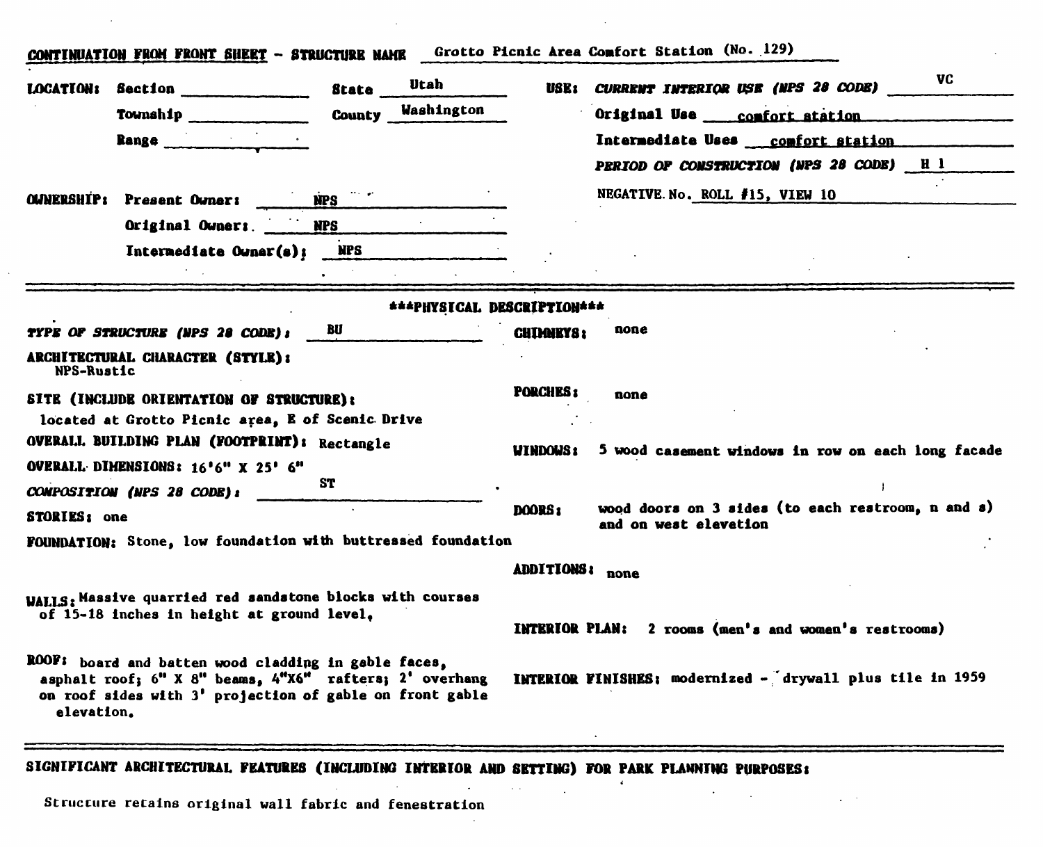**CONTINUATION FROM FRONT SHEET - STRUCTURE NAME** Grotto Picnic Area Comfort Station (No. 129)

**LOCATION:** Section ______ Township ______ Range ______

**State** Utah
**County** Washington

**USE:** *CURRENT INTERIOR USE (NPS 28 CODE)* VC

**Original Use** comfort station

**Intermediate Uses** comfort station

*PERIOD OF CONSTRUCTION (NPS 28 CODE)* H 1

NEGATIVE No. ROLL #15, VIEW 10

**OWNERSHIP:** Present Owner: NPS

Original Owner: NPS

Intermediate Owner(s): NPS

## \*\*\*PHYSICAL DESCRIPTION\*\*\*

*TYPE OF STRUCTURE (NPS 28 CODE)*: BU

**ARCHITECTURAL CHARACTER (STYLE):** NPS-Rustic

**SITE (INCLUDE ORIENTATION OF STRUCTURE):** located at Grotto Picnic area, E of Scenic Drive

**OVERALL BUILDING PLAN (FOOTPRINT):** Rectangle

**OVERALL DIMENSIONS:** 16'6" X 25' 6"

*COMPOSITION (NPS 28 CODE)*: ST

**STORIES:** one

**FOUNDATION:** Stone, low foundation with buttressed foundation

**WALLS:** Massive quarried red sandstone blocks with courses of 15-18 inches in height at ground level,

**ROOF:** board and batten wood cladding in gable faces, asphalt roof; 6" X 8" beams, 4"X6" rafters; 2' overhang on roof sides with 3' projection of gable on front gable elevation.

**CHIMNEYS:** none

**PORCHES:** none

**WINDOWS:** 5 wood casement windows in row on each long facade

**DOORS:** wood doors on 3 sides (to each restroom, n and s) and on west elevation

**ADDITIONS:** none

**INTERIOR PLAN:** 2 rooms (men's and women's restrooms)

**INTERIOR FINISHES:** modernized - drywall plus tile in 1959

**SIGNIFICANT ARCHITECTURAL FEATURES (INCLUDING INTERIOR AND SETTING) FOR PARK PLANNING PURPOSES:**

Structure retains original wall fabric and fenestration